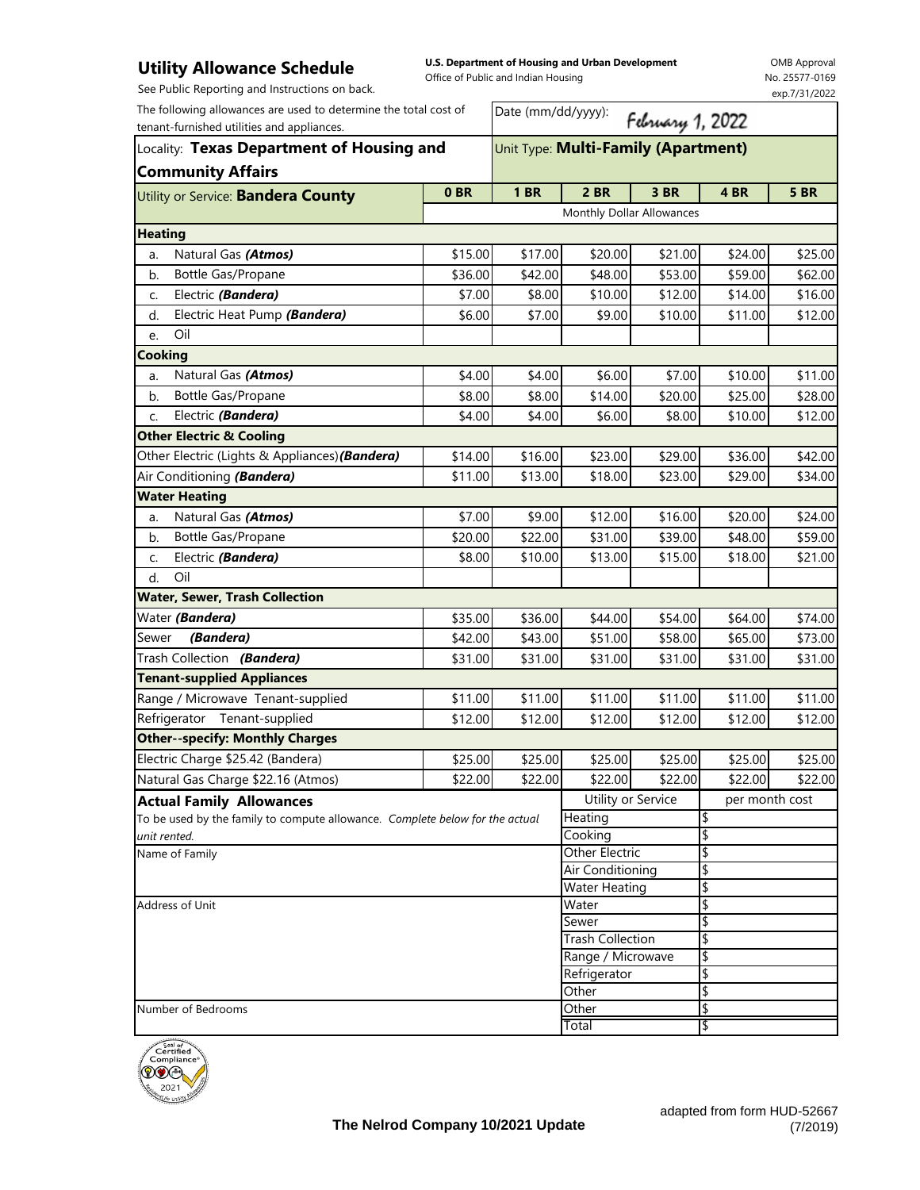# Utility Allowance Schedule

See Public Reporting and Instructions on back.

**U.S. Department of Housing and Urban Development**
Office of Public and Indian Housing

OMB Approval No. 25577-0169 exp.7/31/2022

The following allowances are used to determine the total cost of tenant-furnished utilities and appliances.

Date (mm/dd/yyyy): February 1, 2022

Locality: **Texas Department of Housing and Community Affairs**

Unit Type: **Multi-Family (Apartment)**

| Utility or Service: **Bandera County** | 0 BR | 1 BR | 2 BR | 3 BR | 4 BR | 5 BR |
|---|---|---|---|---|---|---|
| | Monthly Dollar Allowances | | | | | |
| **Heating** | | | | | | |
| a. Natural Gas ***(Atmos)*** | $15.00 | $17.00 | $20.00 | $21.00 | $24.00 | $25.00 |
| b. Bottle Gas/Propane | $36.00 | $42.00 | $48.00 | $53.00 | $59.00 | $62.00 |
| c. Electric ***(Bandera)*** | $7.00 | $8.00 | $10.00 | $12.00 | $14.00 | $16.00 |
| d. Electric Heat Pump ***(Bandera)*** | $6.00 | $7.00 | $9.00 | $10.00 | $11.00 | $12.00 |
| e. Oil | | | | | | |
| **Cooking** | | | | | | |
| a. Natural Gas ***(Atmos)*** | $4.00 | $4.00 | $6.00 | $7.00 | $10.00 | $11.00 |
| b. Bottle Gas/Propane | $8.00 | $8.00 | $14.00 | $20.00 | $25.00 | $28.00 |
| c. Electric ***(Bandera)*** | $4.00 | $4.00 | $6.00 | $8.00 | $10.00 | $12.00 |
| **Other Electric & Cooling** | | | | | | |
| Other Electric (Lights & Appliances) ***(Bandera)*** | $14.00 | $16.00 | $23.00 | $29.00 | $36.00 | $42.00 |
| Air Conditioning ***(Bandera)*** | $11.00 | $13.00 | $18.00 | $23.00 | $29.00 | $34.00 |
| **Water Heating** | | | | | | |
| a. Natural Gas ***(Atmos)*** | $7.00 | $9.00 | $12.00 | $16.00 | $20.00 | $24.00 |
| b. Bottle Gas/Propane | $20.00 | $22.00 | $31.00 | $39.00 | $48.00 | $59.00 |
| c. Electric ***(Bandera)*** | $8.00 | $10.00 | $13.00 | $15.00 | $18.00 | $21.00 |
| d. Oil | | | | | | |
| **Water, Sewer, Trash Collection** | | | | | | |
| Water ***(Bandera)*** | $35.00 | $36.00 | $44.00 | $54.00 | $64.00 | $74.00 |
| Sewer ***(Bandera)*** | $42.00 | $43.00 | $51.00 | $58.00 | $65.00 | $73.00 |
| Trash Collection ***(Bandera)*** | $31.00 | $31.00 | $31.00 | $31.00 | $31.00 | $31.00 |
| **Tenant-supplied Appliances** | | | | | | |
| Range / Microwave Tenant-supplied | $11.00 | $11.00 | $11.00 | $11.00 | $11.00 | $11.00 |
| Refrigerator Tenant-supplied | $12.00 | $12.00 | $12.00 | $12.00 | $12.00 | $12.00 |
| **Other--specify: Monthly Charges** | | | | | | |
| Electric Charge $25.42 (Bandera) | $25.00 | $25.00 | $25.00 | $25.00 | $25.00 | $25.00 |
| Natural Gas Charge $22.16 (Atmos) | $22.00 | $22.00 | $22.00 | $22.00 | $22.00 | $22.00 |

**Actual Family Allowances**

To be used by the family to compute allowance. *Complete below for the actual unit rented.*

Name of Family

Address of Unit

Number of Bedrooms

| Utility or Service | per month cost |
|---|---|
| Heating | $ |
| Cooking | $ |
| Other Electric | $ |
| Air Conditioning | $ |
| Water Heating | $ |
| Water | $ |
| Sewer | $ |
| Trash Collection | $ |
| Range / Microwave | $ |
| Refrigerator | $ |
| Other | $ |
| Other | $ |
| Total | $ |

Seal of Certified Compliance 2021

**The Nelrod Company 10/2021 Update**

adapted from form HUD-52667 (7/2019)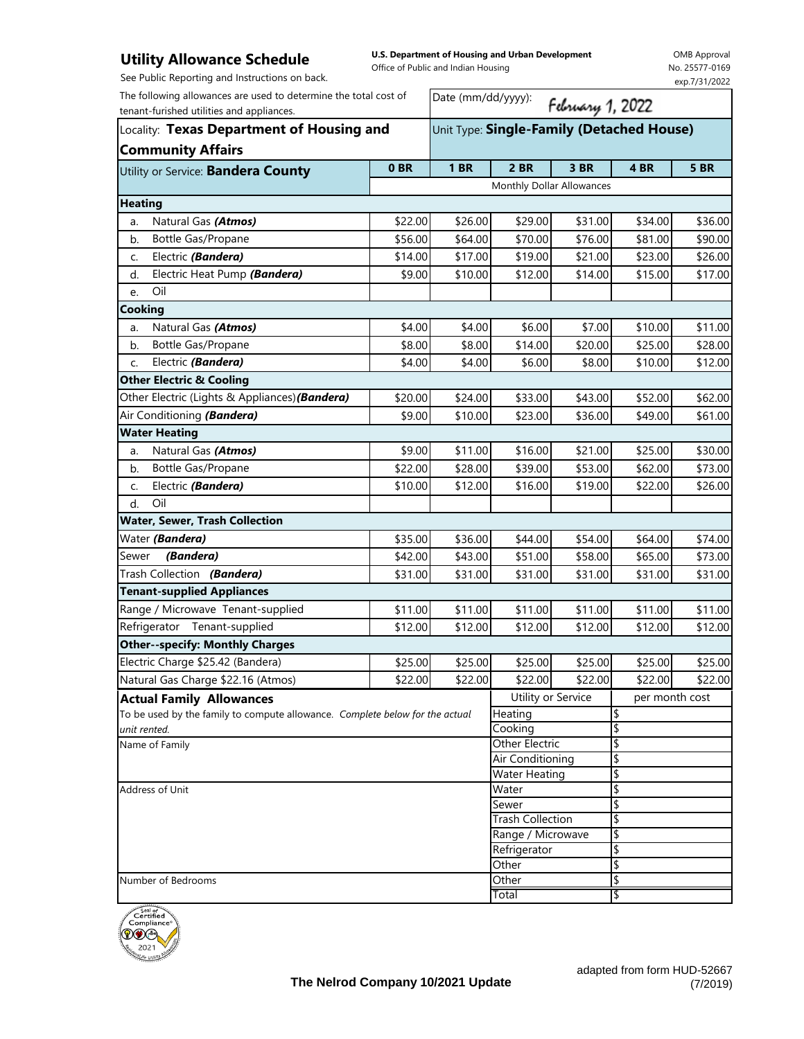## Utility Allowance Schedule

See Public Reporting and Instructions on back.

**U.S. Department of Housing and Urban Development**
Office of Public and Indian Housing

OMB Approval No. 25577-0169 exp.7/31/2022

The following allowances are used to determine the total cost of tenant-furished utilities and appliances.

Date (mm/dd/yyyy): February 1, 2022

Locality: **Texas Department of Housing and Community Affairs**

Unit Type: **Single-Family (Detached House)**

| Utility or Service: **Bandera County** | 0 BR | 1 BR | 2 BR | 3 BR | 4 BR | 5 BR |
|---|---|---|---|---|---|---|
| | Monthly Dollar Allowances | | | | | |
| **Heating** | | | | | | |
| a. Natural Gas ***(Atmos)*** | $22.00 | $26.00 | $29.00 | $31.00 | $34.00 | $36.00 |
| b. Bottle Gas/Propane | $56.00 | $64.00 | $70.00 | $76.00 | $81.00 | $90.00 |
| c. Electric ***(Bandera)*** | $14.00 | $17.00 | $19.00 | $21.00 | $23.00 | $26.00 |
| d. Electric Heat Pump ***(Bandera)*** | $9.00 | $10.00 | $12.00 | $14.00 | $15.00 | $17.00 |
| e. Oil | | | | | | |
| **Cooking** | | | | | | |
| a. Natural Gas ***(Atmos)*** | $4.00 | $4.00 | $6.00 | $7.00 | $10.00 | $11.00 |
| b. Bottle Gas/Propane | $8.00 | $8.00 | $14.00 | $20.00 | $25.00 | $28.00 |
| c. Electric ***(Bandera)*** | $4.00 | $4.00 | $6.00 | $8.00 | $10.00 | $12.00 |
| **Other Electric & Cooling** | | | | | | |
| Other Electric (Lights & Appliances) ***(Bandera)*** | $20.00 | $24.00 | $33.00 | $43.00 | $52.00 | $62.00 |
| Air Conditioning ***(Bandera)*** | $9.00 | $10.00 | $23.00 | $36.00 | $49.00 | $61.00 |
| **Water Heating** | | | | | | |
| a. Natural Gas ***(Atmos)*** | $9.00 | $11.00 | $16.00 | $21.00 | $25.00 | $30.00 |
| b. Bottle Gas/Propane | $22.00 | $28.00 | $39.00 | $53.00 | $62.00 | $73.00 |
| c. Electric ***(Bandera)*** | $10.00 | $12.00 | $16.00 | $19.00 | $22.00 | $26.00 |
| d. Oil | | | | | | |
| **Water, Sewer, Trash Collection** | | | | | | |
| Water ***(Bandera)*** | $35.00 | $36.00 | $44.00 | $54.00 | $64.00 | $74.00 |
| Sewer ***(Bandera)*** | $42.00 | $43.00 | $51.00 | $58.00 | $65.00 | $73.00 |
| Trash Collection ***(Bandera)*** | $31.00 | $31.00 | $31.00 | $31.00 | $31.00 | $31.00 |
| **Tenant-supplied Appliances** | | | | | | |
| Range / Microwave Tenant-supplied | $11.00 | $11.00 | $11.00 | $11.00 | $11.00 | $11.00 |
| Refrigerator Tenant-supplied | $12.00 | $12.00 | $12.00 | $12.00 | $12.00 | $12.00 |
| **Other--specify: Monthly Charges** | | | | | | |
| Electric Charge $25.42 (Bandera) | $25.00 | $25.00 | $25.00 | $25.00 | $25.00 | $25.00 |
| Natural Gas Charge $22.16 (Atmos) | $22.00 | $22.00 | $22.00 | $22.00 | $22.00 | $22.00 |

**Actual Family Allowances**

To be used by the family to compute allowance. *Complete below for the actual unit rented.*

Name of Family

Address of Unit

Number of Bedrooms

| Utility or Service | per month cost |
|---|---|
| Heating | $ |
| Cooking | $ |
| Other Electric | $ |
| Air Conditioning | $ |
| Water Heating | $ |
| Water | $ |
| Sewer | $ |
| Trash Collection | $ |
| Range / Microwave | $ |
| Refrigerator | $ |
| Other | $ |
| Other | $ |
| Total | $ |

Seal of Certified Compliance 2021

**The Nelrod Company 10/2021 Update**

adapted from form HUD-52667 (7/2019)